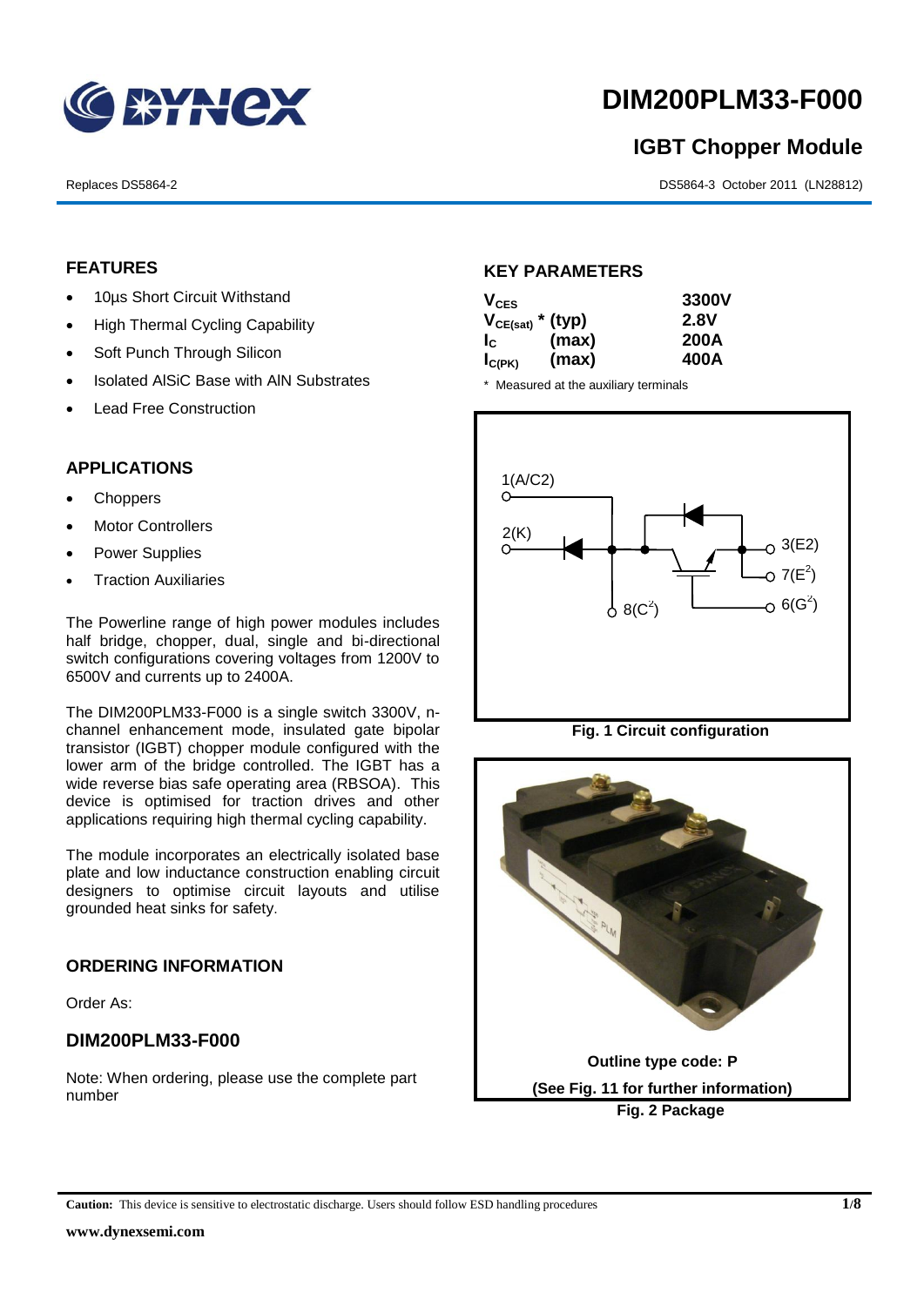# DIM200PLM33-F000

## IGBT Chopper Module

Replaces DS5864-2

DS5864-3 October 2011 (LN28812)

### FEATURES

- 10µs Short Circuit Withstand
- High Thermal Cycling Capability
- Soft Punch Through Silicon
- Isolated AlSiC Base with AlN Substrates
- Lead Free Construction

### APPLICATIONS

- Choppers
- Motor Controllers
- Power Supplies
- Traction Auxiliaries

The Powerline range of high power modules includes half bridge, chopper, dual, single and bi-directional switch configurations covering voltages from 1200V to 6500V and currents up to 2400A.

The DIM200PLM33-F000 is a single switch 3300V, n-channel enhancement mode, insulated gate bipolar transistor (IGBT) chopper module configured with the lower arm of the bridge controlled. The IGBT has a wide reverse bias safe operating area (RBSOA). This device is optimised for traction drives and other applications requiring high thermal cycling capability.

The module incorporates an electrically isolated base plate and low inductance construction enabling circuit designers to optimise circuit layouts and utilise grounded heat sinks for safety.

### ORDERING INFORMATION

Order As:

### DIM200PLM33-F000

Note: When ordering, please use the complete part number

### KEY PARAMETERS

| | | |
|---|---|---|
| $V_{CES}$ | | 3300V |
| $V_{CE(sat)}$ * | (typ) | 2.8V |
| $I_C$ | (max) | 200A |
| $I_{C(PK)}$ | (max) | 400A |

\* Measured at the auxiliary terminals

1(A/C2)
2(K)
3(E2)
7(E[2])
6(G[2])
8(C[2])

**Fig. 1 Circuit configuration**

**Outline type code: P**

**(See Fig. 11 for further information)**

**Fig. 2 Package**

**Caution:** This device is sensitive to electrostatic discharge. Users should follow ESD handling procedures

**www.dynexsemi.com**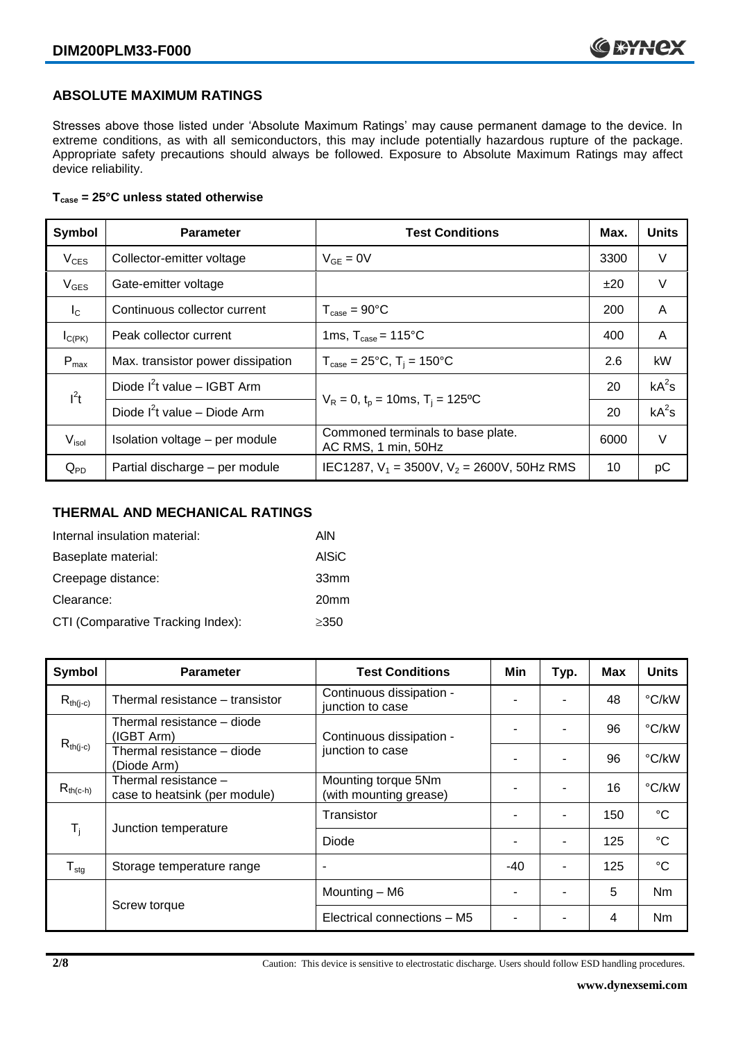## ABSOLUTE MAXIMUM RATINGS

Stresses above those listed under 'Absolute Maximum Ratings' may cause permanent damage to the device. In extreme conditions, as with all semiconductors, this may include potentially hazardous rupture of the package. Appropriate safety precautions should always be followed. Exposure to Absolute Maximum Ratings may affect device reliability.

**$T_{case}$ = 25°C unless stated otherwise**

| Symbol | Parameter | Test Conditions | Max. | Units |
|---|---|---|---|---|
| $V_{CES}$ | Collector-emitter voltage | $V_{GE}$ = 0V | 3300 | V |
| $V_{GES}$ | Gate-emitter voltage | | ±20 | V |
| $I_C$ | Continuous collector current | $T_{case}$ = 90°C | 200 | A |
| $I_{C(PK)}$ | Peak collector current | 1ms, $T_{case}$ = 115°C | 400 | A |
| $P_{max}$ | Max. transistor power dissipation | $T_{case}$ = 25°C, $T_j$ = 150°C | 2.6 | kW |
| $I^2t$ | Diode $I^2t$ value – IGBT Arm | $V_R$ = 0, $t_p$ = 10ms, $T_j$ = 125ºC | 20 | $kA^2s$ |
| | Diode $I^2t$ value – Diode Arm | | 20 | $kA^2s$ |
| $V_{isol}$ | Isolation voltage – per module | Commoned terminals to base plate. AC RMS, 1 min, 50Hz | 6000 | V |
| $Q_{PD}$ | Partial discharge – per module | IEC1287, $V_1$ = 3500V, $V_2$ = 2600V, 50Hz RMS | 10 | pC |

## THERMAL AND MECHANICAL RATINGS

Internal insulation material: AlN

Baseplate material: AlSiC

Creepage distance: 33mm

Clearance: 20mm

CTI (Comparative Tracking Index): ≥350

| Symbol | Parameter | Test Conditions | Min | Typ. | Max | Units |
|---|---|---|---|---|---|---|
| $R_{th(j-c)}$ | Thermal resistance – transistor | Continuous dissipation - junction to case | - | - | 48 | °C/kW |
| $R_{th(j-c)}$ | Thermal resistance – diode (IGBT Arm) | Continuous dissipation - junction to case | - | - | 96 | °C/kW |
| | Thermal resistance – diode (Diode Arm) | | - | - | 96 | °C/kW |
| $R_{th(c-h)}$ | Thermal resistance – case to heatsink (per module) | Mounting torque 5Nm (with mounting grease) | - | - | 16 | °C/kW |
| $T_j$ | Junction temperature | Transistor | - | - | 150 | °C |
| | | Diode | - | - | 125 | °C |
| $T_{stg}$ | Storage temperature range | - | -40 | - | 125 | °C |
| | Screw torque | Mounting – M6 | - | - | 5 | Nm |
| | | Electrical connections – M5 | - | - | 4 | Nm |

Caution: This device is sensitive to electrostatic discharge. Users should follow ESD handling procedures.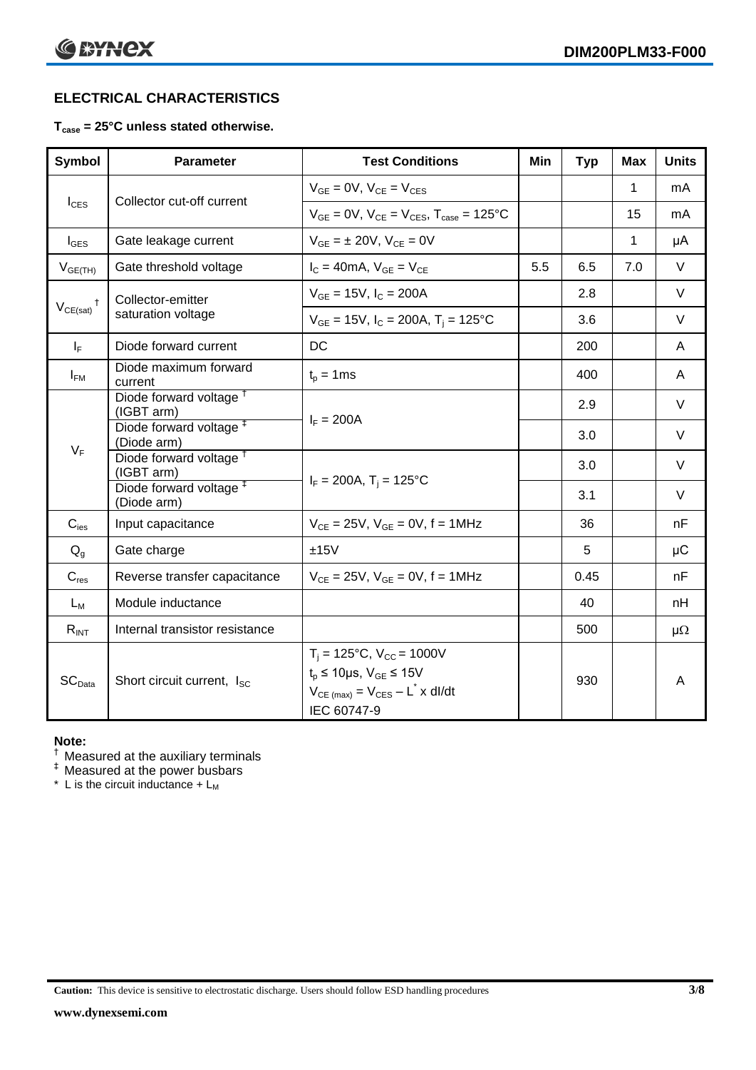## ELECTRICAL CHARACTERISTICS

**$T_{case}$ = 25°C unless stated otherwise.**

| Symbol | Parameter | Test Conditions | Min | Typ | Max | Units |
|---|---|---|---|---|---|---|
| $I_{CES}$ | Collector cut-off current | $V_{GE}$ = 0V, $V_{CE}$ = $V_{CES}$ | | | 1 | mA |
| | | $V_{GE}$ = 0V, $V_{CE}$ = $V_{CES}$, $T_{case}$ = 125°C | | | 15 | mA |
| $I_{GES}$ | Gate leakage current | $V_{GE}$ = ± 20V, $V_{CE}$ = 0V | | | 1 | μA |
| $V_{GE(TH)}$ | Gate threshold voltage | $I_C$ = 40mA, $V_{GE}$ = $V_{CE}$ | 5.5 | 6.5 | 7.0 | V |
| $V_{CE(sat)}$ † | Collector-emitter saturation voltage | $V_{GE}$ = 15V, $I_C$ = 200A | | 2.8 | | V |
| | | $V_{GE}$ = 15V, $I_C$ = 200A, $T_j$ = 125°C | | 3.6 | | V |
| $I_F$ | Diode forward current | DC | | 200 | | A |
| $I_{FM}$ | Diode maximum forward current | $t_p$ = 1ms | | 400 | | A |
| $V_F$ | Diode forward voltage † (IGBT arm) | $I_F$ = 200A | | 2.9 | | V |
| | Diode forward voltage ‡ (Diode arm) | | | 3.0 | | V |
| | Diode forward voltage † (IGBT arm) | $I_F$ = 200A, $T_j$ = 125°C | | 3.0 | | V |
| | Diode forward voltage ‡ (Diode arm) | | | 3.1 | | V |
| $C_{ies}$ | Input capacitance | $V_{CE}$ = 25V, $V_{GE}$ = 0V, f = 1MHz | | 36 | | nF |
| $Q_g$ | Gate charge | ±15V | | 5 | | μC |
| $C_{res}$ | Reverse transfer capacitance | $V_{CE}$ = 25V, $V_{GE}$ = 0V, f = 1MHz | | 0.45 | | nF |
| $L_M$ | Module inductance | | | 40 | | nH |
| $R_{INT}$ | Internal transistor resistance | | | 500 | | μΩ |
| $SC_{Data}$ | Short circuit current, $I_{SC}$ | $T_j$ = 125°C, $V_{CC}$ = 1000V<br>$t_p$ ≤ 10μs, $V_{GE}$ ≤ 15V<br>$V_{CE (max)}$ = $V_{CES}$ – $L^*$ x dI/dt<br>IEC 60747-9 | | 930 | | A |

**Note:**

† Measured at the auxiliary terminals

‡ Measured at the power busbars

\* L is the circuit inductance + $L_M$

**Caution:** This device is sensitive to electrostatic discharge. Users should follow ESD handling procedures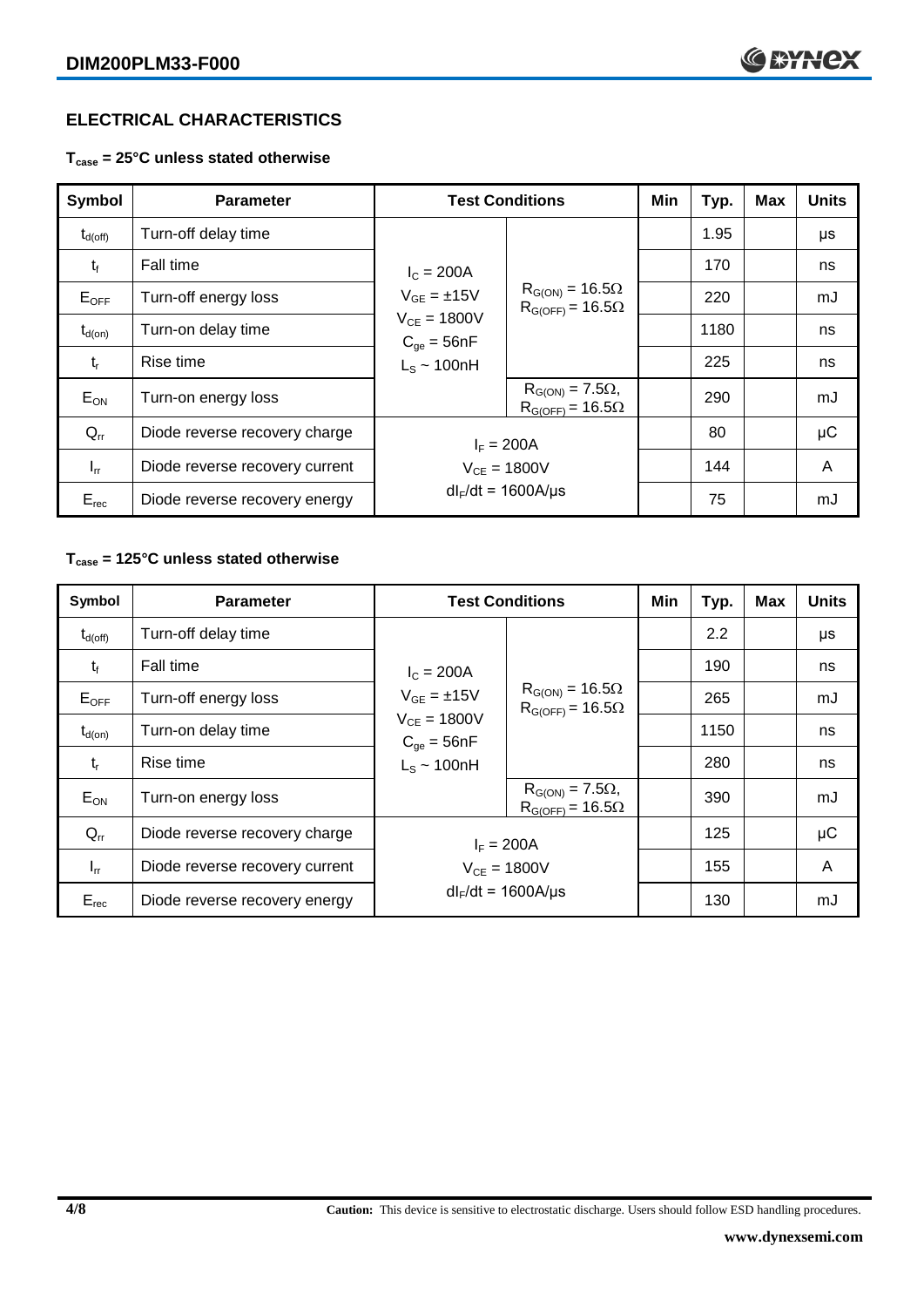## ELECTRICAL CHARACTERISTICS

**$T_{case}$ = 25°C unless stated otherwise**

| Symbol | Parameter | Test Conditions | | Min | Typ. | Max | Units |
|---|---|---|---|---|---|---|---|
| $t_{d(off)}$ | Turn-off delay time | $I_C$ = 200A<br>$V_{GE}$ = ±15V<br>$V_{CE}$ = 1800V<br>$C_{ge}$ = 56nF<br>$L_S$ ~ 100nH | $R_{G(ON)}$ = 16.5Ω<br>$R_{G(OFF)}$ = 16.5Ω | | 1.95 | | μs |
| $t_f$ | Fall time | | | | 170 | | ns |
| $E_{OFF}$ | Turn-off energy loss | | | | 220 | | mJ |
| $t_{d(on)}$ | Turn-on delay time | | | | 1180 | | ns |
| $t_r$ | Rise time | | | | 225 | | ns |
| $E_{ON}$ | Turn-on energy loss | | $R_{G(ON)}$ = 7.5Ω,<br>$R_{G(OFF)}$ = 16.5Ω | | 290 | | mJ |
| $Q_{rr}$ | Diode reverse recovery charge | $I_F$ = 200A<br>$V_{CE}$ = 1800V<br>$dI_F/dt$ = 1600A/μs | | | 80 | | μC |
| $I_{rr}$ | Diode reverse recovery current | | | | 144 | | A |
| $E_{rec}$ | Diode reverse recovery energy | | | | 75 | | mJ |

**$T_{case}$ = 125°C unless stated otherwise**

| Symbol | Parameter | Test Conditions | | Min | Typ. | Max | Units |
|---|---|---|---|---|---|---|---|
| $t_{d(off)}$ | Turn-off delay time | $I_C$ = 200A<br>$V_{GE}$ = ±15V<br>$V_{CE}$ = 1800V<br>$C_{ge}$ = 56nF<br>$L_S$ ~ 100nH | $R_{G(ON)}$ = 16.5Ω<br>$R_{G(OFF)}$ = 16.5Ω | | 2.2 | | μs |
| $t_f$ | Fall time | | | | 190 | | ns |
| $E_{OFF}$ | Turn-off energy loss | | | | 265 | | mJ |
| $t_{d(on)}$ | Turn-on delay time | | | | 1150 | | ns |
| $t_r$ | Rise time | | | | 280 | | ns |
| $E_{ON}$ | Turn-on energy loss | | $R_{G(ON)}$ = 7.5Ω,<br>$R_{G(OFF)}$ = 16.5Ω | | 390 | | mJ |
| $Q_{rr}$ | Diode reverse recovery charge | $I_F$ = 200A<br>$V_{CE}$ = 1800V<br>$dI_F/dt$ = 1600A/μs | | | 125 | | μC |
| $I_{rr}$ | Diode reverse recovery current | | | | 155 | | A |
| $E_{rec}$ | Diode reverse recovery energy | | | | 130 | | mJ |

**Caution:** This device is sensitive to electrostatic discharge. Users should follow ESD handling procedures.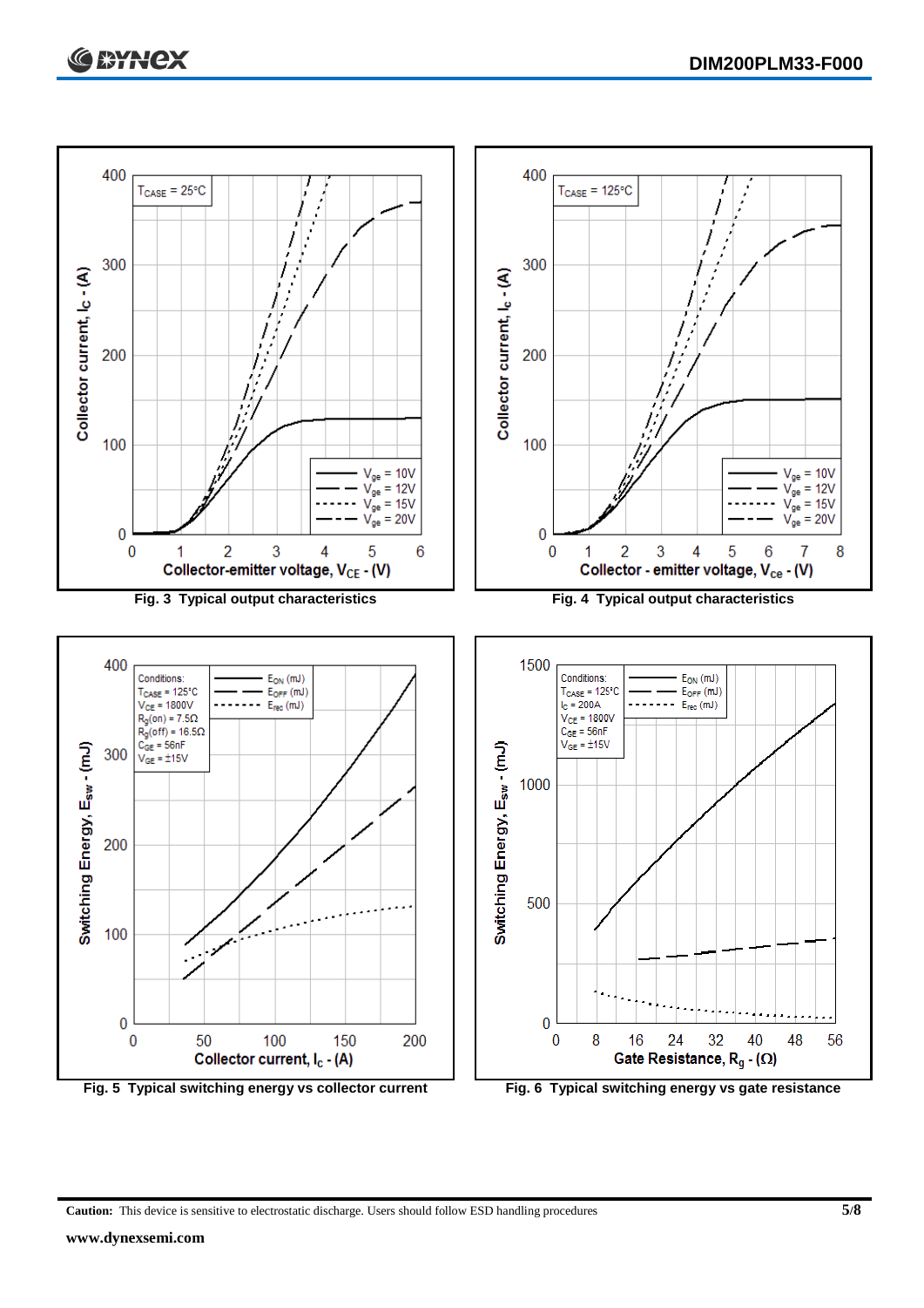Fig. 3 Typical output characteristics

Fig. 4 Typical output characteristics

Fig. 5 Typical switching energy vs collector current

Fig. 6 Typical switching energy vs gate resistance

**Caution:** This device is sensitive to electrostatic discharge. Users should follow ESD handling procedures

**www.dynexsemi.com**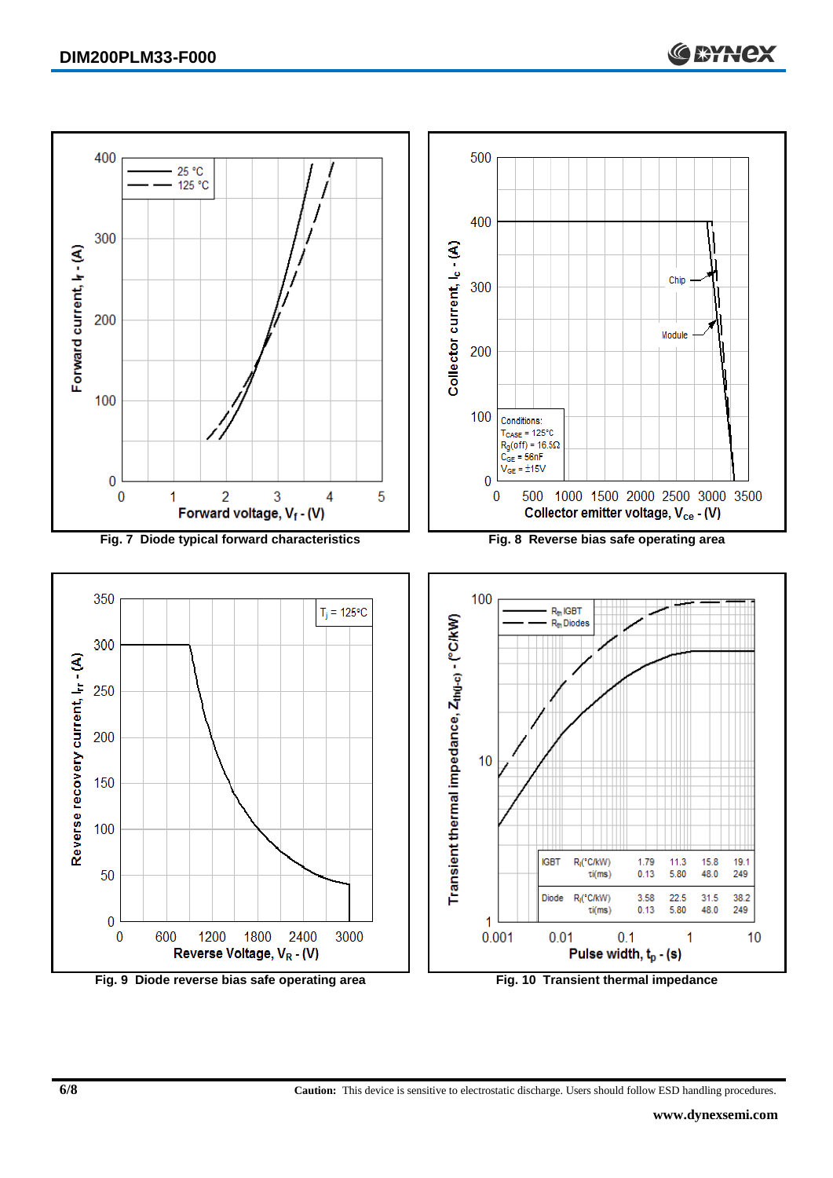Fig. 7 Diode typical forward characteristics

Conditions:
$T_{CASE}$ = 125°C
$R_g$(off) = 16.5Ω
$C_{GE}$ = 56nF
$V_{GE}$ = ±15V

Fig. 8 Reverse bias safe operating area

Fig. 9 Diode reverse bias safe operating area

| | | | | | |
|---|---|---|---|---|---|
| IGBT | $R_i$(°C/kW) | 1.79 | 11.3 | 15.8 | 19.1 |
| | $\tau_i$(ms) | 0.13 | 5.80 | 48.0 | 249 |
| Diode | $R_i$(°C/kW) | 3.58 | 22.5 | 31.5 | 38.2 |
| | $\tau_i$(ms) | 0.13 | 5.80 | 48.0 | 249 |

Fig. 10 Transient thermal impedance

**Caution:** This device is sensitive to electrostatic discharge. Users should follow ESD handling procedures.

**www.dynexsemi.com**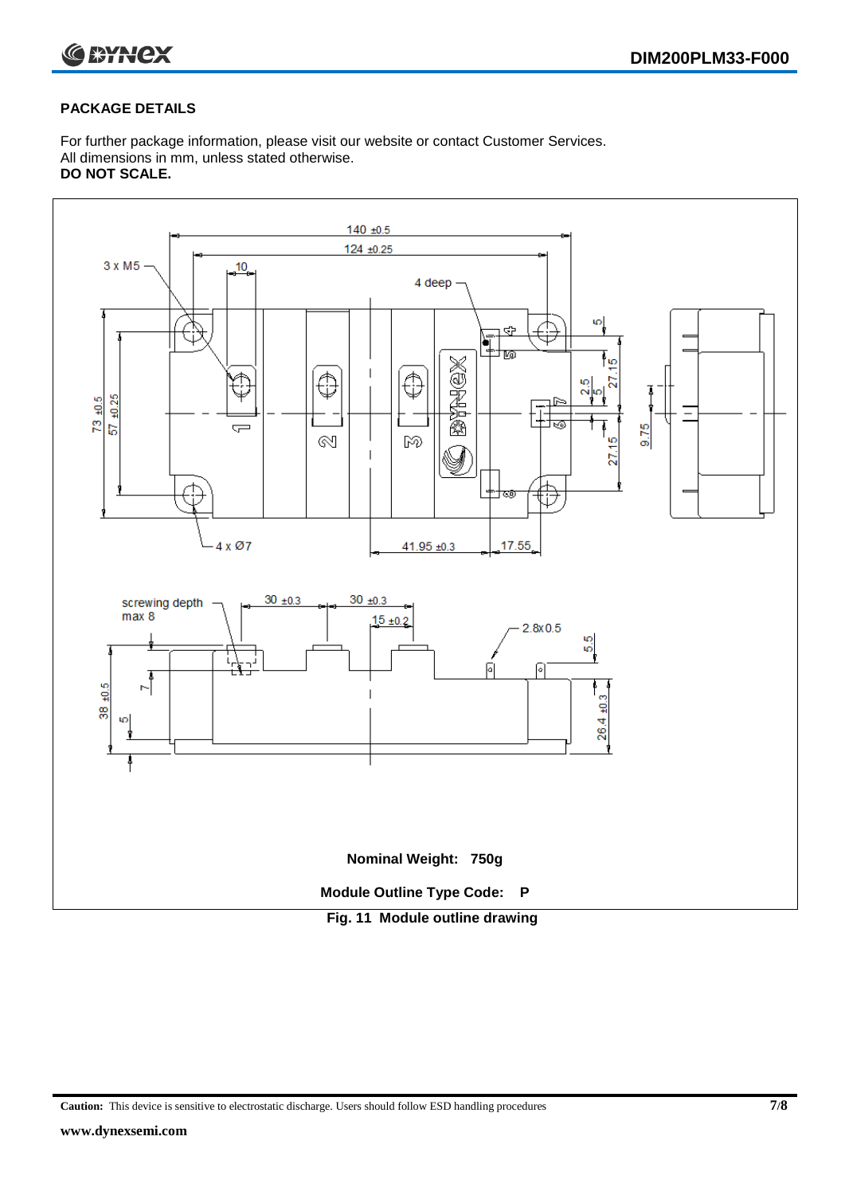## PACKAGE DETAILS

For further package information, please visit our website or contact Customer Services.
All dimensions in mm, unless stated otherwise.
**DO NOT SCALE.**

**Nominal Weight: 750g**

**Module Outline Type Code: P**

**Fig. 11 Module outline drawing**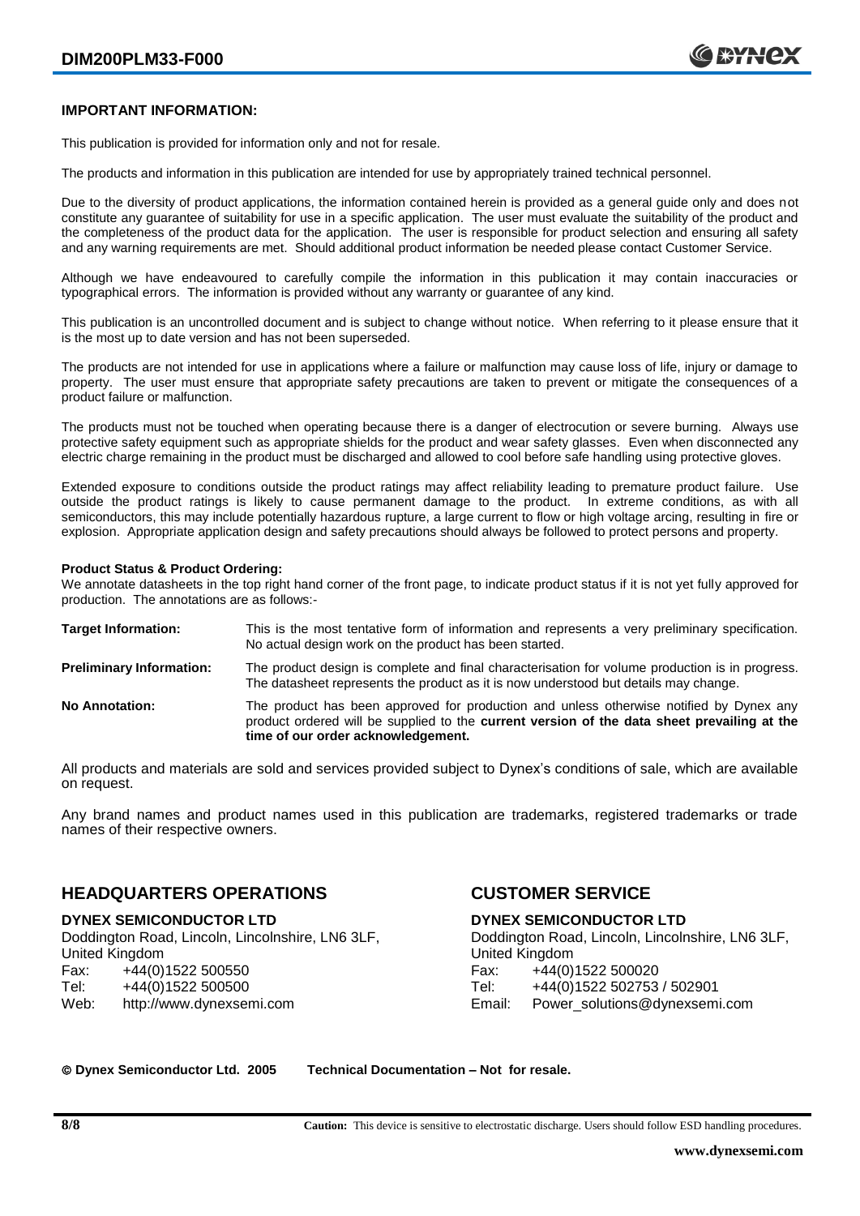**IMPORTANT INFORMATION:**

This publication is provided for information only and not for resale.

The products and information in this publication are intended for use by appropriately trained technical personnel.

Due to the diversity of product applications, the information contained herein is provided as a general guide only and does not constitute any guarantee of suitability for use in a specific application. The user must evaluate the suitability of the product and the completeness of the product data for the application. The user is responsible for product selection and ensuring all safety and any warning requirements are met. Should additional product information be needed please contact Customer Service.

Although we have endeavoured to carefully compile the information in this publication it may contain inaccuracies or typographical errors. The information is provided without any warranty or guarantee of any kind.

This publication is an uncontrolled document and is subject to change without notice. When referring to it please ensure that it is the most up to date version and has not been superseded.

The products are not intended for use in applications where a failure or malfunction may cause loss of life, injury or damage to property. The user must ensure that appropriate safety precautions are taken to prevent or mitigate the consequences of a product failure or malfunction.

The products must not be touched when operating because there is a danger of electrocution or severe burning. Always use protective safety equipment such as appropriate shields for the product and wear safety glasses. Even when disconnected any electric charge remaining in the product must be discharged and allowed to cool before safe handling using protective gloves.

Extended exposure to conditions outside the product ratings may affect reliability leading to premature product failure. Use outside the product ratings is likely to cause permanent damage to the product. In extreme conditions, as with all semiconductors, this may include potentially hazardous rupture, a large current to flow or high voltage arcing, resulting in fire or explosion. Appropriate application design and safety precautions should always be followed to protect persons and property.

**Product Status & Product Ordering:**
We annotate datasheets in the top right hand corner of the front page, to indicate product status if it is not yet fully approved for production. The annotations are as follows:-

| | |
|---|---|
| **Target Information:** | This is the most tentative form of information and represents a very preliminary specification. No actual design work on the product has been started. |
| **Preliminary Information:** | The product design is complete and final characterisation for volume production is in progress. The datasheet represents the product as it is now understood but details may change. |
| **No Annotation:** | The product has been approved for production and unless otherwise notified by Dynex any product ordered will be supplied to the **current version of the data sheet prevailing at the time of our order acknowledgement.** |

All products and materials are sold and services provided subject to Dynex's conditions of sale, which are available on request.

Any brand names and product names used in this publication are trademarks, registered trademarks or trade names of their respective owners.

## HEADQUARTERS OPERATIONS

**DYNEX SEMICONDUCTOR LTD**
Doddington Road, Lincoln, Lincolnshire, LN6 3LF,
United Kingdom
Fax: +44(0)1522 500550
Tel: +44(0)1522 500500
Web: http://www.dynexsemi.com

## CUSTOMER SERVICE

**DYNEX SEMICONDUCTOR LTD**
Doddington Road, Lincoln, Lincolnshire, LN6 3LF,
United Kingdom
Fax: +44(0)1522 500020
Tel: +44(0)1522 502753 / 502901
Email: Power_solutions@dynexsemi.com

**© Dynex Semiconductor Ltd. 2005 Technical Documentation – Not for resale.**